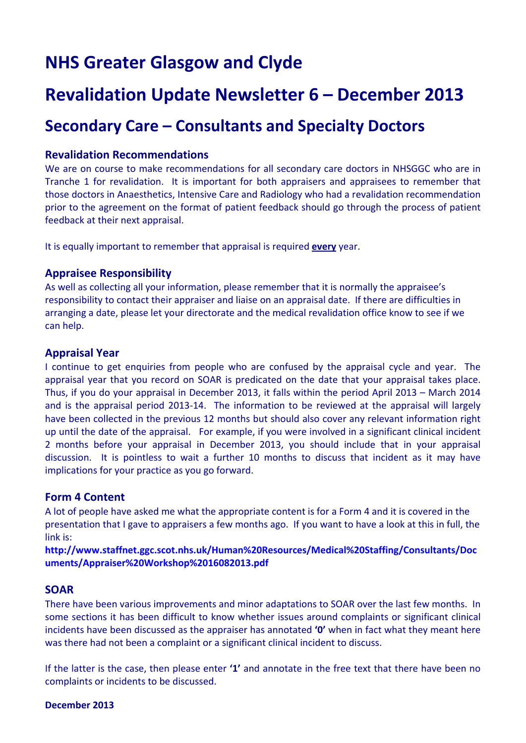# NHS Greater Glasgow and Clyde

# Revalidation Update Newsletter 6 – December 2013

## Secondary Care – Consultants and Specialty Doctors

### Revalidation Recommendations

We are on course to make recommendations for all secondary care doctors in NHSGGC who are in Tranche 1 for revalidation. It is important for both appraisers and appraisees to remember that those doctors in Anaesthetics, Intensive Care and Radiology who had a revalidation recommendation prior to the agreement on the format of patient feedback should go through the process of patient feedback at their next appraisal.

It is equally important to remember that appraisal is required **every** year.

### Appraisee Responsibility

As well as collecting all your information, please remember that it is normally the appraisee's responsibility to contact their appraiser and liaise on an appraisal date. If there are difficulties in arranging a date, please let your directorate and the medical revalidation office know to see if we can help.

### Appraisal Year

I continue to get enquiries from people who are confused by the appraisal cycle and year. The appraisal year that you record on SOAR is predicated on the date that your appraisal takes place. Thus, if you do your appraisal in December 2013, it falls within the period April 2013 – March 2014 and is the appraisal period 2013-14. The information to be reviewed at the appraisal will largely have been collected in the previous 12 months but should also cover any relevant information right up until the date of the appraisal. For example, if you were involved in a significant clinical incident 2 months before your appraisal in December 2013, you should include that in your appraisal discussion. It is pointless to wait a further 10 months to discuss that incident as it may have implications for your practice as you go forward.

### Form 4 Content

A lot of people have asked me what the appropriate content is for a Form 4 and it is covered in the presentation that I gave to appraisers a few months ago. If you want to have a look at this in full, the link is:

**http://www.staffnet.ggc.scot.nhs.uk/Human%20Resources/Medical%20Staffing/Consultants/Documents/Appraiser%20Workshop%2016082013.pdf**

### SOAR

There have been various improvements and minor adaptations to SOAR over the last few months. In some sections it has been difficult to know whether issues around complaints or significant clinical incidents have been discussed as the appraiser has annotated **'0'** when in fact what they meant here was there had not been a complaint or a significant clinical incident to discuss.

If the latter is the case, then please enter **'1'** and annotate in the free text that there have been no complaints or incidents to be discussed.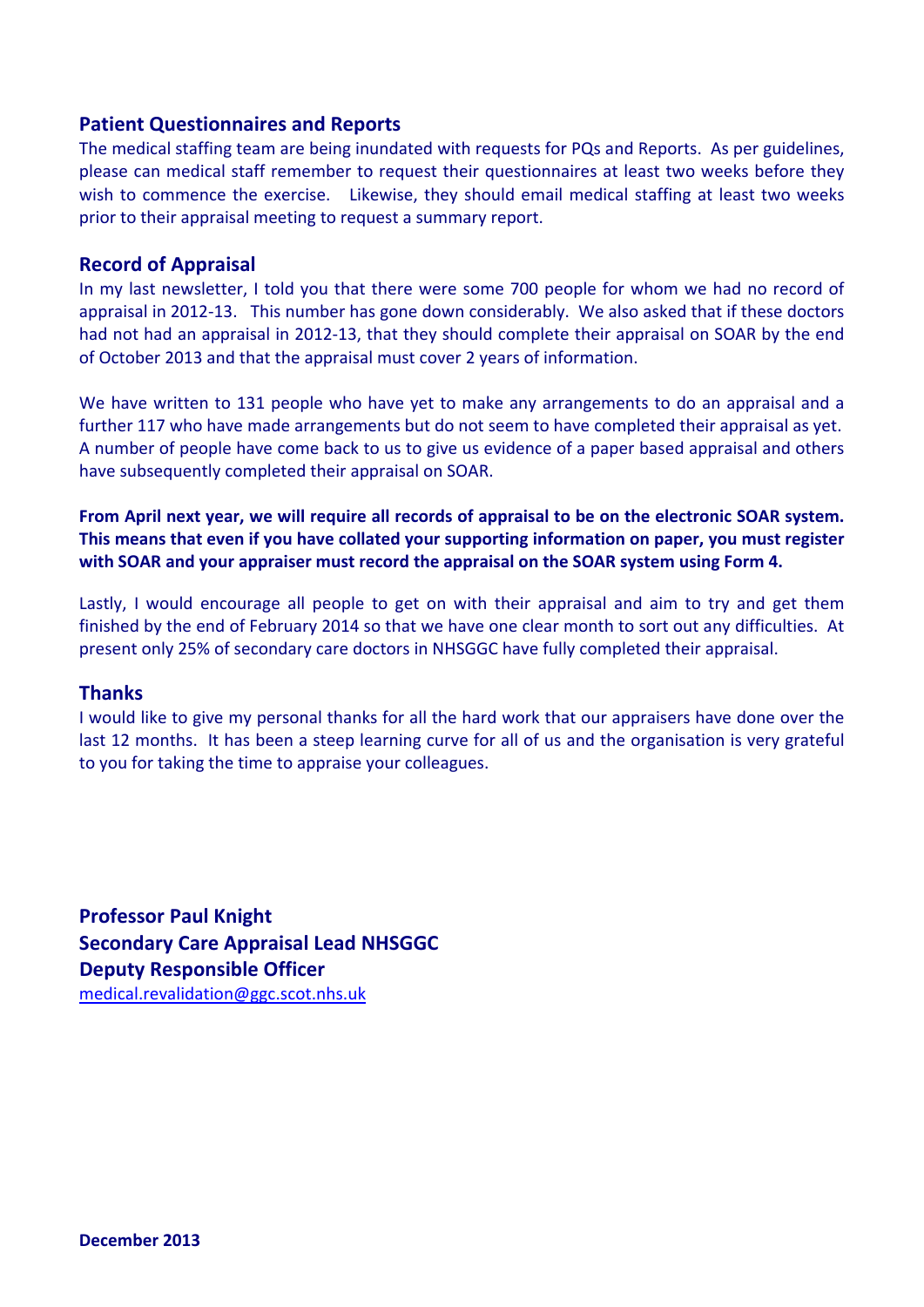## Patient Questionnaires and Reports

The medical staffing team are being inundated with requests for PQs and Reports. As per guidelines, please can medical staff remember to request their questionnaires at least two weeks before they wish to commence the exercise. Likewise, they should email medical staffing at least two weeks prior to their appraisal meeting to request a summary report.

## Record of Appraisal

In my last newsletter, I told you that there were some 700 people for whom we had no record of appraisal in 2012-13. This number has gone down considerably. We also asked that if these doctors had not had an appraisal in 2012-13, that they should complete their appraisal on SOAR by the end of October 2013 and that the appraisal must cover 2 years of information.

We have written to 131 people who have yet to make any arrangements to do an appraisal and a further 117 who have made arrangements but do not seem to have completed their appraisal as yet. A number of people have come back to us to give us evidence of a paper based appraisal and others have subsequently completed their appraisal on SOAR.

**From April next year, we will require all records of appraisal to be on the electronic SOAR system. This means that even if you have collated your supporting information on paper, you must register with SOAR and your appraiser must record the appraisal on the SOAR system using Form 4.**

Lastly, I would encourage all people to get on with their appraisal and aim to try and get them finished by the end of February 2014 so that we have one clear month to sort out any difficulties. At present only 25% of secondary care doctors in NHSGGC have fully completed their appraisal.

## Thanks

I would like to give my personal thanks for all the hard work that our appraisers have done over the last 12 months. It has been a steep learning curve for all of us and the organisation is very grateful to you for taking the time to appraise your colleagues.

**Professor Paul Knight**
**Secondary Care Appraisal Lead NHSGGC**
**Deputy Responsible Officer**
medical.revalidation@ggc.scot.nhs.uk

**December 2013**